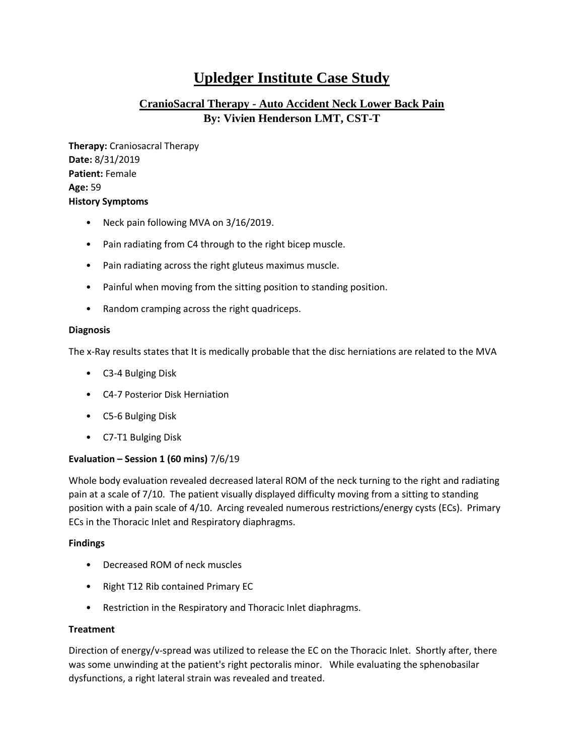# Upledger Institute Case Study

## CranioSacral Therapy - Auto Accident Neck Lower Back Pain
### By: Vivien Henderson LMT, CST-T

**Therapy:** Craniosacral Therapy
**Date:** 8/31/2019
**Patient:** Female
**Age:** 59
**History Symptoms**

- Neck pain following MVA on 3/16/2019.
- Pain radiating from C4 through to the right bicep muscle.
- Pain radiating across the right gluteus maximus muscle.
- Painful when moving from the sitting position to standing position.
- Random cramping across the right quadriceps.

**Diagnosis**

The x-Ray results states that It is medically probable that the disc herniations are related to the MVA

- C3-4 Bulging Disk
- C4-7 Posterior Disk Herniation
- C5-6 Bulging Disk
- C7-T1 Bulging Disk

**Evaluation – Session 1 (60 mins)** 7/6/19

Whole body evaluation revealed decreased lateral ROM of the neck turning to the right and radiating pain at a scale of 7/10. The patient visually displayed difficulty moving from a sitting to standing position with a pain scale of 4/10. Arcing revealed numerous restrictions/energy cysts (ECs). Primary ECs in the Thoracic Inlet and Respiratory diaphragms.

**Findings**

- Decreased ROM of neck muscles
- Right T12 Rib contained Primary EC
- Restriction in the Respiratory and Thoracic Inlet diaphragms.

**Treatment**

Direction of energy/v-spread was utilized to release the EC on the Thoracic Inlet. Shortly after, there was some unwinding at the patient's right pectoralis minor. While evaluating the sphenobasilar dysfunctions, a right lateral strain was revealed and treated.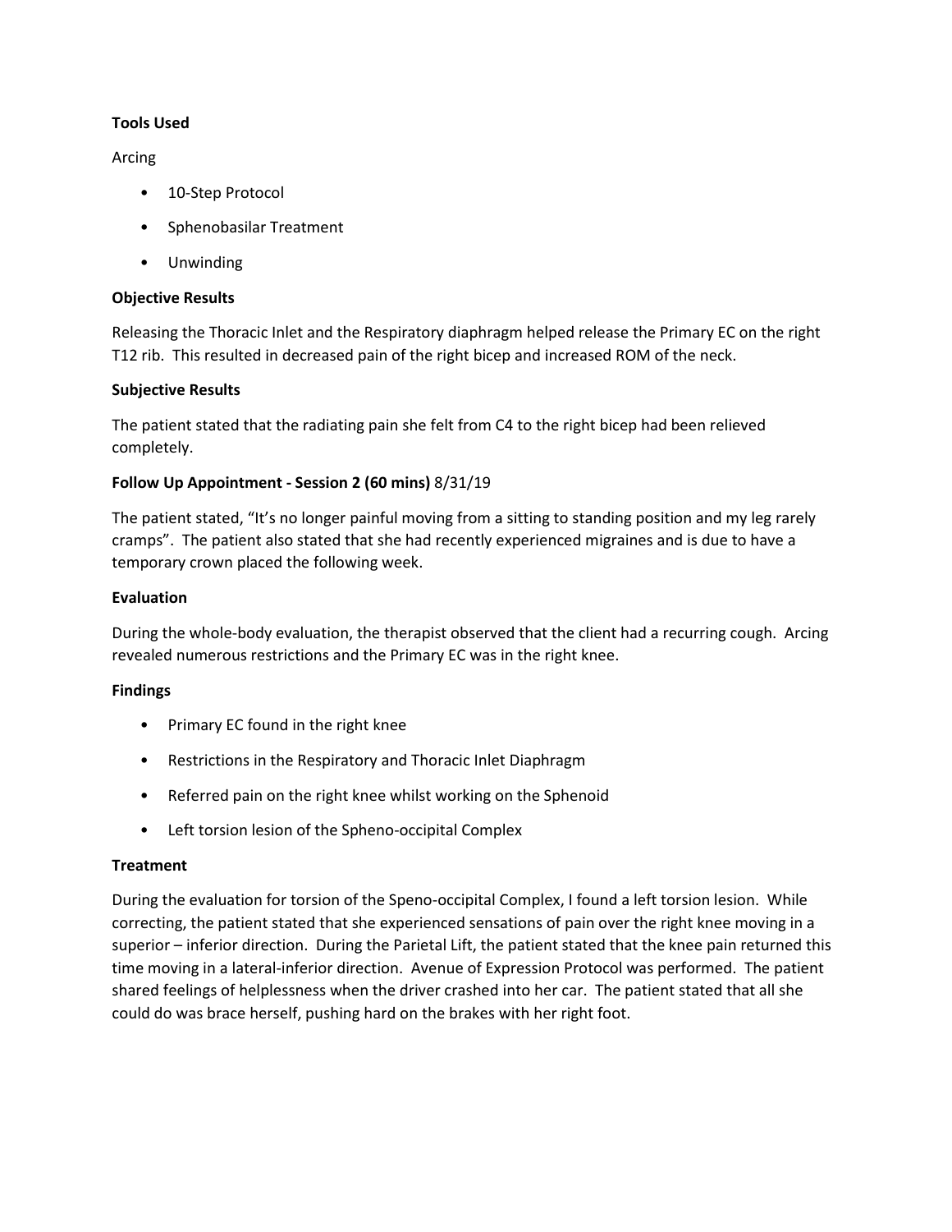**Tools Used**

Arcing

- 10-Step Protocol
- Sphenobasilar Treatment
- Unwinding

**Objective Results**

Releasing the Thoracic Inlet and the Respiratory diaphragm helped release the Primary EC on the right T12 rib. This resulted in decreased pain of the right bicep and increased ROM of the neck.

**Subjective Results**

The patient stated that the radiating pain she felt from C4 to the right bicep had been relieved completely.

**Follow Up Appointment - Session 2 (60 mins)** 8/31/19

The patient stated, "It's no longer painful moving from a sitting to standing position and my leg rarely cramps". The patient also stated that she had recently experienced migraines and is due to have a temporary crown placed the following week.

**Evaluation**

During the whole-body evaluation, the therapist observed that the client had a recurring cough. Arcing revealed numerous restrictions and the Primary EC was in the right knee.

**Findings**

- Primary EC found in the right knee
- Restrictions in the Respiratory and Thoracic Inlet Diaphragm
- Referred pain on the right knee whilst working on the Sphenoid
- Left torsion lesion of the Spheno-occipital Complex

**Treatment**

During the evaluation for torsion of the Speno-occipital Complex, I found a left torsion lesion. While correcting, the patient stated that she experienced sensations of pain over the right knee moving in a superior – inferior direction. During the Parietal Lift, the patient stated that the knee pain returned this time moving in a lateral-inferior direction. Avenue of Expression Protocol was performed. The patient shared feelings of helplessness when the driver crashed into her car. The patient stated that all she could do was brace herself, pushing hard on the brakes with her right foot.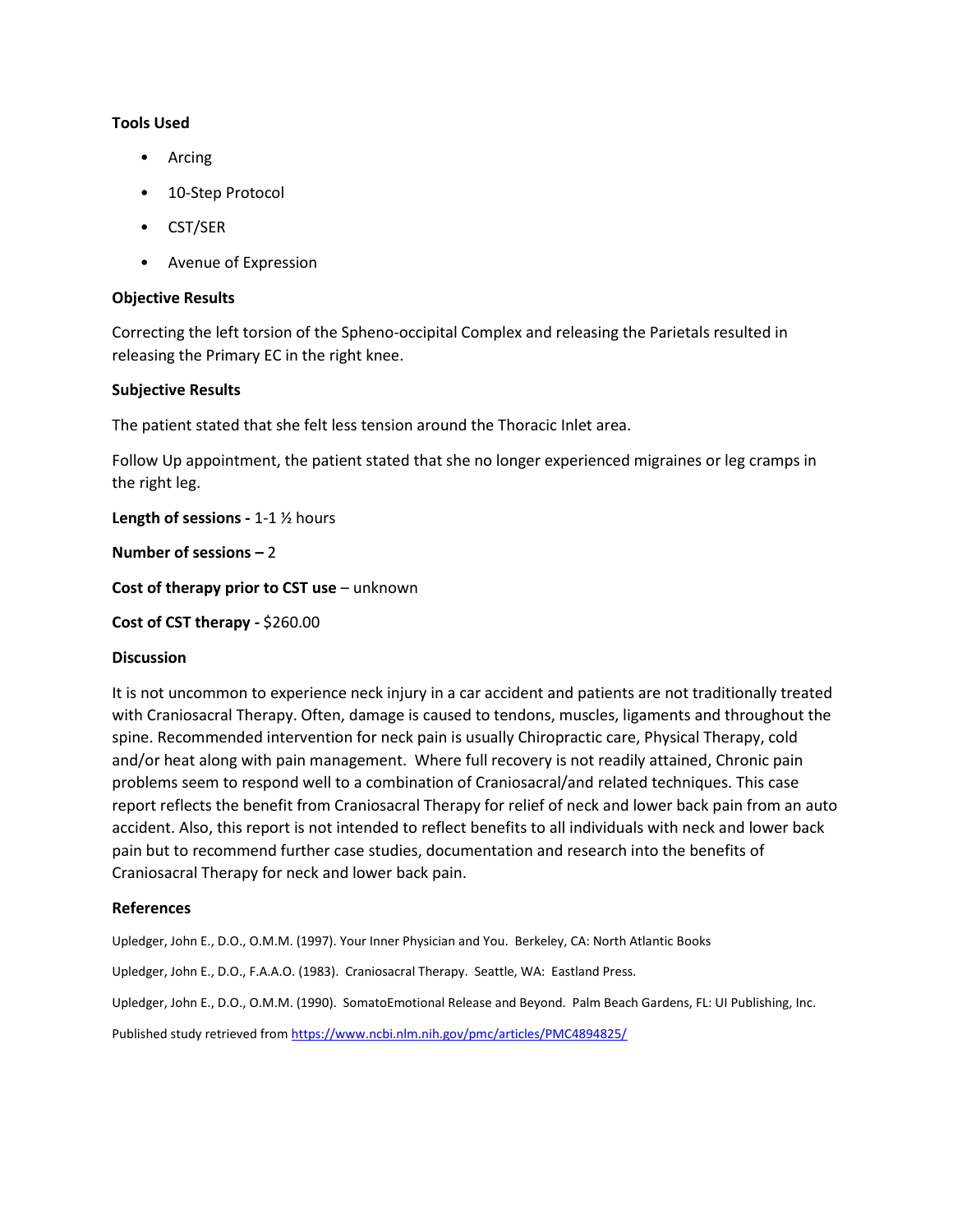**Tools Used**

- Arcing
- 10-Step Protocol
- CST/SER
- Avenue of Expression

**Objective Results**

Correcting the left torsion of the Spheno-occipital Complex and releasing the Parietals resulted in releasing the Primary EC in the right knee.

**Subjective Results**

The patient stated that she felt less tension around the Thoracic Inlet area.

Follow Up appointment, the patient stated that she no longer experienced migraines or leg cramps in the right leg.

**Length of sessions -** 1-1 ½ hours

**Number of sessions –** 2

**Cost of therapy prior to CST use** – unknown

**Cost of CST therapy -** $260.00

**Discussion**

It is not uncommon to experience neck injury in a car accident and patients are not traditionally treated with Craniosacral Therapy. Often, damage is caused to tendons, muscles, ligaments and throughout the spine. Recommended intervention for neck pain is usually Chiropractic care, Physical Therapy, cold and/or heat along with pain management. Where full recovery is not readily attained, Chronic pain problems seem to respond well to a combination of Craniosacral/and related techniques. This case report reflects the benefit from Craniosacral Therapy for relief of neck and lower back pain from an auto accident. Also, this report is not intended to reflect benefits to all individuals with neck and lower back pain but to recommend further case studies, documentation and research into the benefits of Craniosacral Therapy for neck and lower back pain.

**References**

Upledger, John E., D.O., O.M.M. (1997). Your Inner Physician and You. Berkeley, CA: North Atlantic Books

Upledger, John E., D.O., F.A.A.O. (1983). Craniosacral Therapy. Seattle, WA: Eastland Press.

Upledger, John E., D.O., O.M.M. (1990). SomatoEmotional Release and Beyond. Palm Beach Gardens, FL: UI Publishing, Inc.

Published study retrieved from https://www.ncbi.nlm.nih.gov/pmc/articles/PMC4894825/